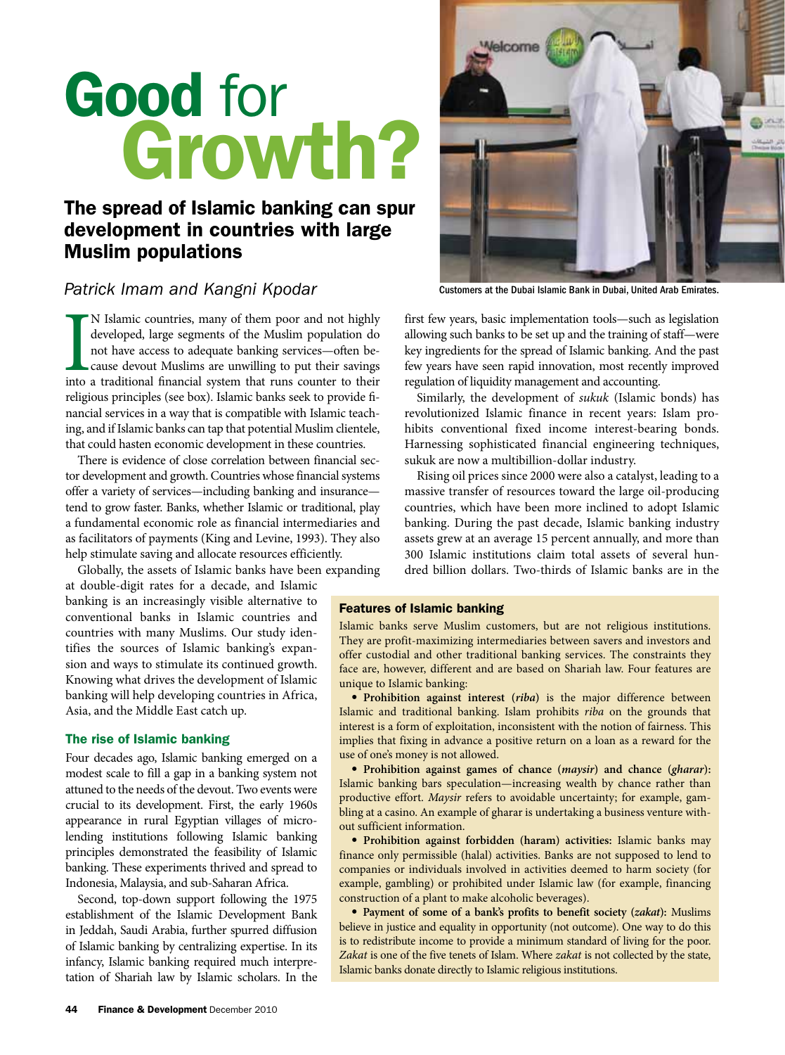# Good for Growth?

## The spread of Islamic banking can spur development in countries with large Muslim populations

*Patrick Imam and Kangni Kpodar*

Customers at the Dubai Islamic Bank in Dubai, United Arab Emirates.

IN Islamic countries, many of them poor and not highly developed, large segments of the Muslim population do not have access to adequate banking services—often because devout Muslims are unwilling to put their savings into a traditional financial system that runs counter to their religious principles (see box). Islamic banks seek to provide financial services in a way that is compatible with Islamic teaching, and if Islamic banks can tap that potential Muslim clientele, that could hasten economic development in these countries.

There is evidence of close correlation between financial sector development and growth. Countries whose financial systems offer a variety of services—including banking and insurance—tend to grow faster. Banks, whether Islamic or traditional, play a fundamental economic role as financial intermediaries and as facilitators of payments (King and Levine, 1993). They also help stimulate saving and allocate resources efficiently.

Globally, the assets of Islamic banks have been expanding at double-digit rates for a decade, and Islamic banking is an increasingly visible alternative to conventional banks in Islamic countries and countries with many Muslims. Our study identifies the sources of Islamic banking's expansion and ways to stimulate its continued growth. Knowing what drives the development of Islamic banking will help developing countries in Africa, Asia, and the Middle East catch up.

### The rise of Islamic banking

Four decades ago, Islamic banking emerged on a modest scale to fill a gap in a banking system not attuned to the needs of the devout. Two events were crucial to its development. First, the early 1960s appearance in rural Egyptian villages of microlending institutions following Islamic banking principles demonstrated the feasibility of Islamic banking. These experiments thrived and spread to Indonesia, Malaysia, and sub-Saharan Africa.

Second, top-down support following the 1975 establishment of the Islamic Development Bank in Jeddah, Saudi Arabia, further spurred diffusion of Islamic banking by centralizing expertise. In its infancy, Islamic banking required much interpretation of Shariah law by Islamic scholars. In the first few years, basic implementation tools—such as legislation allowing such banks to be set up and the training of staff—were key ingredients for the spread of Islamic banking. And the past few years have seen rapid innovation, most recently improved regulation of liquidity management and accounting.

Similarly, the development of *sukuk* (Islamic bonds) has revolutionized Islamic finance in recent years: Islam prohibits conventional fixed income interest-bearing bonds. Harnessing sophisticated financial engineering techniques, sukuk are now a multibillion-dollar industry.

Rising oil prices since 2000 were also a catalyst, leading to a massive transfer of resources toward the large oil-producing countries, which have been more inclined to adopt Islamic banking. During the past decade, Islamic banking industry assets grew at an average 15 percent annually, and more than 300 Islamic institutions claim total assets of several hundred billion dollars. Two-thirds of Islamic banks are in the

### Features of Islamic banking

Islamic banks serve Muslim customers, but are not religious institutions. They are profit-maximizing intermediaries between savers and investors and offer custodial and other traditional banking services. The constraints they face are, however, different and are based on Shariah law. Four features are unique to Islamic banking:

- **Prohibition against interest (*riba*)** is the major difference between Islamic and traditional banking. Islam prohibits *riba* on the grounds that interest is a form of exploitation, inconsistent with the notion of fairness. This implies that fixing in advance a positive return on a loan as a reward for the use of one's money is not allowed.
- **Prohibition against games of chance (*maysir*) and chance (*gharar*):** Islamic banking bars speculation—increasing wealth by chance rather than productive effort. *Maysir* refers to avoidable uncertainty; for example, gambling at a casino. An example of gharar is undertaking a business venture without sufficient information.
- **Prohibition against forbidden (haram) activities:** Islamic banks may finance only permissible (halal) activities. Banks are not supposed to lend to companies or individuals involved in activities deemed to harm society (for example, gambling) or prohibited under Islamic law (for example, financing construction of a plant to make alcoholic beverages).
- **Payment of some of a bank's profits to benefit society (*zakat*):** Muslims believe in justice and equality in opportunity (not outcome). One way to do this is to redistribute income to provide a minimum standard of living for the poor. *Zakat* is one of the five tenets of Islam. Where *zakat* is not collected by the state, Islamic banks donate directly to Islamic religious institutions.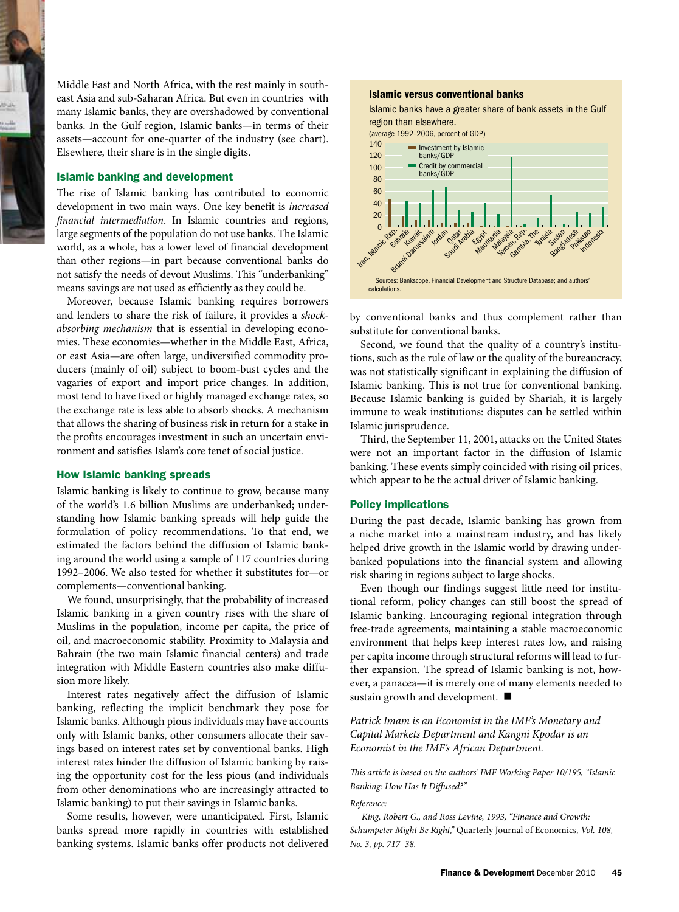Middle East and North Africa, with the rest mainly in southeast Asia and sub-Saharan Africa. But even in countries with many Islamic banks, they are overshadowed by conventional banks. In the Gulf region, Islamic banks—in terms of their assets—account for one-quarter of the industry (see chart). Elsewhere, their share is in the single digits.

## Islamic banking and development

The rise of Islamic banking has contributed to economic development in two main ways. One key benefit is *increased financial intermediation*. In Islamic countries and regions, large segments of the population do not use banks. The Islamic world, as a whole, has a lower level of financial development than other regions—in part because conventional banks do not satisfy the needs of devout Muslims. This "underbanking" means savings are not used as efficiently as they could be.

Moreover, because Islamic banking requires borrowers and lenders to share the risk of failure, it provides a *shock-absorbing mechanism* that is essential in developing economies. These economies—whether in the Middle East, Africa, or east Asia—are often large, undiversified commodity producers (mainly of oil) subject to boom-bust cycles and the vagaries of export and import price changes. In addition, most tend to have fixed or highly managed exchange rates, so the exchange rate is less able to absorb shocks. A mechanism that allows the sharing of business risk in return for a stake in the profits encourages investment in such an uncertain environment and satisfies Islam's core tenet of social justice.

## How Islamic banking spreads

Islamic banking is likely to continue to grow, because many of the world's 1.6 billion Muslims are underbanked; understanding how Islamic banking spreads will help guide the formulation of policy recommendations. To that end, we estimated the factors behind the diffusion of Islamic banking around the world using a sample of 117 countries during 1992–2006. We also tested for whether it substitutes for—or complements—conventional banking.

We found, unsurprisingly, that the probability of increased Islamic banking in a given country rises with the share of Muslims in the population, income per capita, the price of oil, and macroeconomic stability. Proximity to Malaysia and Bahrain (the two main Islamic financial centers) and trade integration with Middle Eastern countries also make diffusion more likely.

Interest rates negatively affect the diffusion of Islamic banking, reflecting the implicit benchmark they pose for Islamic banks. Although pious individuals may have accounts only with Islamic banks, other consumers allocate their savings based on interest rates set by conventional banks. High interest rates hinder the diffusion of Islamic banking by raising the opportunity cost for the less pious (and individuals from other denominations who are increasingly attracted to Islamic banking) to put their savings in Islamic banks.

Some results, however, were unanticipated. First, Islamic banks spread more rapidly in countries with established banking systems. Islamic banks offer products not delivered

**Islamic versus conventional banks**

Islamic banks have a greater share of bank assets in the Gulf region than elsewhere.

(average 1992–2006, percent of GDP)

140
120
100
80
60
40
20
0

Investment by Islamic banks/GDP
Credit by commercial banks/GDP

Iran, Islamic Rep. Bahrain Kuwait Brunei Darussalam Jordan Qatar Saudi Arabia Egypt Mauritania Malaysia Yemen, Rep. Gambia, The Tunisia Sudan Bangladesh Pakistan Indonesia

Sources: Bankscope, Financial Development and Structure Database; and authors' calculations.

by conventional banks and thus complement rather than substitute for conventional banks.

Second, we found that the quality of a country's institutions, such as the rule of law or the quality of the bureaucracy, was not statistically significant in explaining the diffusion of Islamic banking. This is not true for conventional banking. Because Islamic banking is guided by Shariah, it is largely immune to weak institutions: disputes can be settled within Islamic jurisprudence.

Third, the September 11, 2001, attacks on the United States were not an important factor in the diffusion of Islamic banking. These events simply coincided with rising oil prices, which appear to be the actual driver of Islamic banking.

## Policy implications

During the past decade, Islamic banking has grown from a niche market into a mainstream industry, and has likely helped drive growth in the Islamic world by drawing underbanked populations into the financial system and allowing risk sharing in regions subject to large shocks.

Even though our findings suggest little need for institutional reform, policy changes can still boost the spread of Islamic banking. Encouraging regional integration through free-trade agreements, maintaining a stable macroeconomic environment that helps keep interest rates low, and raising per capita income through structural reforms will lead to further expansion. The spread of Islamic banking is not, however, a panacea—it is merely one of many elements needed to sustain growth and development. ■

*Patrick Imam is an Economist in the IMF's Monetary and Capital Markets Department and Kangni Kpodar is an Economist in the IMF's African Department.*

---

*This article is based on the authors' IMF Working Paper 10/195, "Islamic Banking: How Has It Diffused?"*

*Reference:*

*King, Robert G., and Ross Levine, 1993, "Finance and Growth: Schumpeter Might Be Right,"* Quarterly Journal of Economics*, Vol. 108, No. 3, pp. 717–38.*